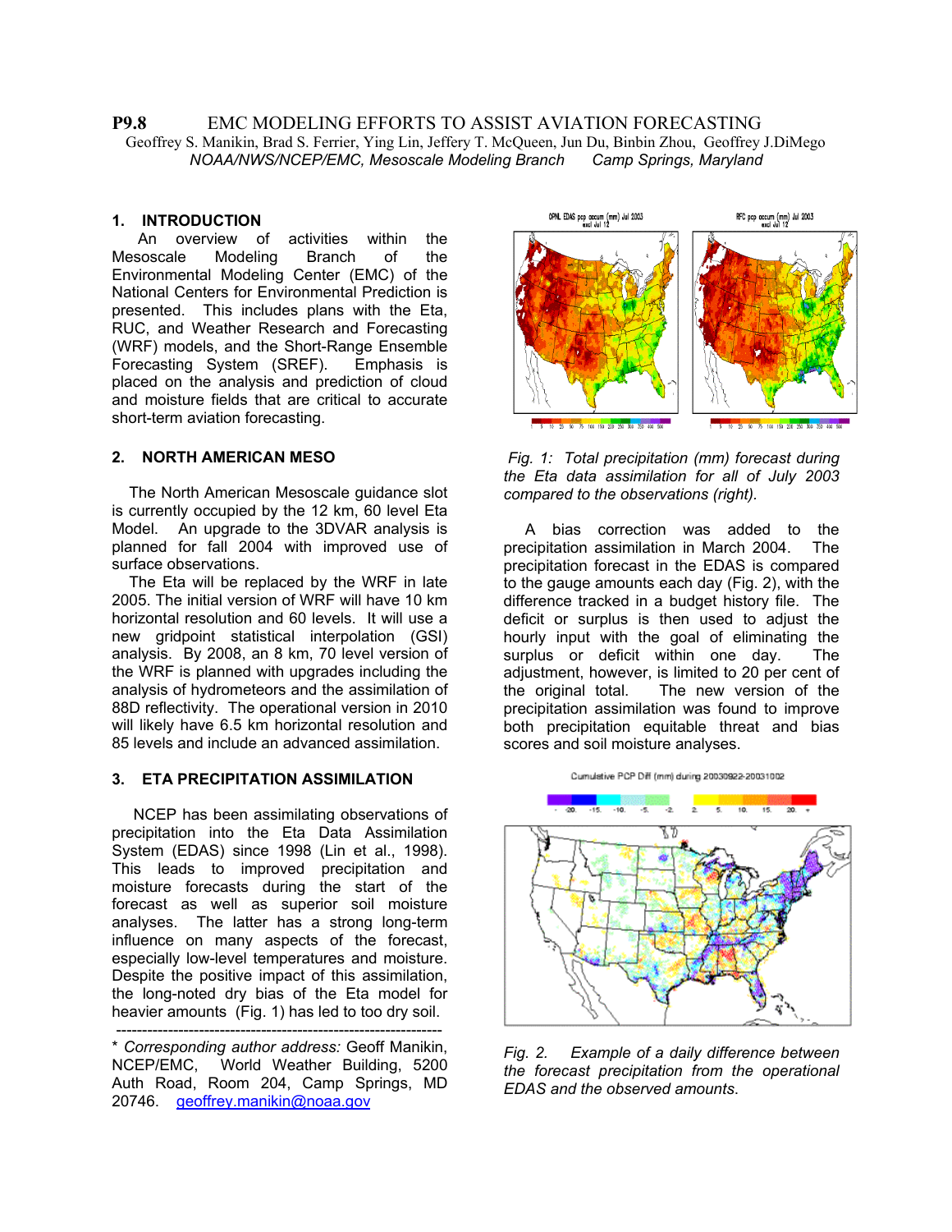# P9.8 EMC MODELING EFFORTS TO ASSIST AVIATION FORECASTING

Geoffrey S. Manikin, Brad S. Ferrier, Ying Lin, Jeffery T. McQueen, Jun Du, Binbin Zhou, Geoffrey J.DiMego

*NOAA/NWS/NCEP/EMC, Mesoscale Modeling Branch Camp Springs, Maryland*

## 1. INTRODUCTION

An overview of activities within the Mesoscale Modeling Branch of the Environmental Modeling Center (EMC) of the National Centers for Environmental Prediction is presented. This includes plans with the Eta, RUC, and Weather Research and Forecasting (WRF) models, and the Short-Range Ensemble Forecasting System (SREF). Emphasis is placed on the analysis and prediction of cloud and moisture fields that are critical to accurate short-term aviation forecasting.

## 2. NORTH AMERICAN MESO

The North American Mesoscale guidance slot is currently occupied by the 12 km, 60 level Eta Model. An upgrade to the 3DVAR analysis is planned for fall 2004 with improved use of surface observations.

The Eta will be replaced by the WRF in late 2005. The initial version of WRF will have 10 km horizontal resolution and 60 levels. It will use a new gridpoint statistical interpolation (GSI) analysis. By 2008, an 8 km, 70 level version of the WRF is planned with upgrades including the analysis of hydrometeors and the assimilation of 88D reflectivity. The operational version in 2010 will likely have 6.5 km horizontal resolution and 85 levels and include an advanced assimilation.

## 3. ETA PRECIPITATION ASSIMILATION

NCEP has been assimilating observations of precipitation into the Eta Data Assimilation System (EDAS) since 1998 (Lin et al., 1998). This leads to improved precipitation and moisture forecasts during the start of the forecast as well as superior soil moisture analyses. The latter has a strong long-term influence on many aspects of the forecast, especially low-level temperatures and moisture. Despite the positive impact of this assimilation, the long-noted dry bias of the Eta model for heavier amounts (Fig. 1) has led to too dry soil.

*Fig. 1: Total precipitation (mm) forecast during the Eta data assimilation for all of July 2003 compared to the observations (right).*

A bias correction was added to the precipitation assimilation in March 2004. The precipitation forecast in the EDAS is compared to the gauge amounts each day (Fig. 2), with the difference tracked in a budget history file. The deficit or surplus is then used to adjust the hourly input with the goal of eliminating the surplus or deficit within one day. The adjustment, however, is limited to 20 per cent of the original total. The new version of the precipitation assimilation was found to improve both precipitation equitable threat and bias scores and soil moisture analyses.

*Fig. 2. Example of a daily difference between the forecast precipitation from the operational EDAS and the observed amounts.*

---

\* *Corresponding author address:* Geoff Manikin, NCEP/EMC, World Weather Building, 5200 Auth Road, Room 204, Camp Springs, MD 20746. geoffrey.manikin@noaa.gov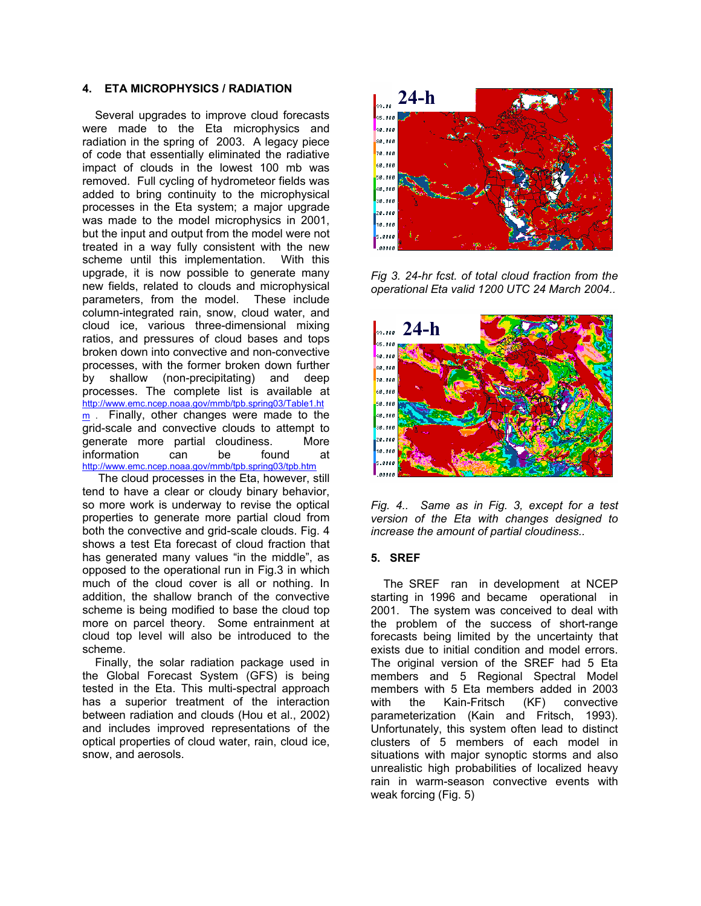## 4. ETA MICROPHYSICS / RADIATION

Several upgrades to improve cloud forecasts were made to the Eta microphysics and radiation in the spring of 2003. A legacy piece of code that essentially eliminated the radiative impact of clouds in the lowest 100 mb was removed. Full cycling of hydrometeor fields was added to bring continuity to the microphysical processes in the Eta system; a major upgrade was made to the model microphysics in 2001, but the input and output from the model were not treated in a way fully consistent with the new scheme until this implementation. With this upgrade, it is now possible to generate many new fields, related to clouds and microphysical parameters, from the model. These include column-integrated rain, snow, cloud water, and cloud ice, various three-dimensional mixing ratios, and pressures of cloud bases and tops broken down into convective and non-convective processes, with the former broken down further by shallow (non-precipitating) and deep processes. The complete list is available at http://www.emc.ncep.noaa.gov/mmb/tpb.spring03/Table1.htm . Finally, other changes were made to the grid-scale and convective clouds to attempt to generate more partial cloudiness. More information can be found at http://www.emc.ncep.noaa.gov/mmb/tpb.spring03/tpb.htm

The cloud processes in the Eta, however, still tend to have a clear or cloudy binary behavior, so more work is underway to revise the optical properties to generate more partial cloud from both the convective and grid-scale clouds. Fig. 4 shows a test Eta forecast of cloud fraction that has generated many values "in the middle", as opposed to the operational run in Fig.3 in which much of the cloud cover is all or nothing. In addition, the shallow branch of the convective scheme is being modified to base the cloud top more on parcel theory. Some entrainment at cloud top level will also be introduced to the scheme.

Finally, the solar radiation package used in the Global Forecast System (GFS) is being tested in the Eta. This multi-spectral approach has a superior treatment of the interaction between radiation and clouds (Hou et al., 2002) and includes improved representations of the optical properties of cloud water, rain, cloud ice, snow, and aerosols.

*Fig 3. 24-hr fcst. of total cloud fraction from the operational Eta valid 1200 UTC 24 March 2004..*

*Fig. 4.. Same as in Fig. 3, except for a test version of the Eta with changes designed to increase the amount of partial cloudiness..*

## 5. SREF

The SREF ran in development at NCEP starting in 1996 and became operational in 2001. The system was conceived to deal with the problem of the success of short-range forecasts being limited by the uncertainty that exists due to initial condition and model errors. The original version of the SREF had 5 Eta members and 5 Regional Spectral Model members with 5 Eta members added in 2003 with the Kain-Fritsch (KF) convective parameterization (Kain and Fritsch, 1993). Unfortunately, this system often lead to distinct clusters of 5 members of each model in situations with major synoptic storms and also unrealistic high probabilities of localized heavy rain in warm-season convective events with weak forcing (Fig. 5)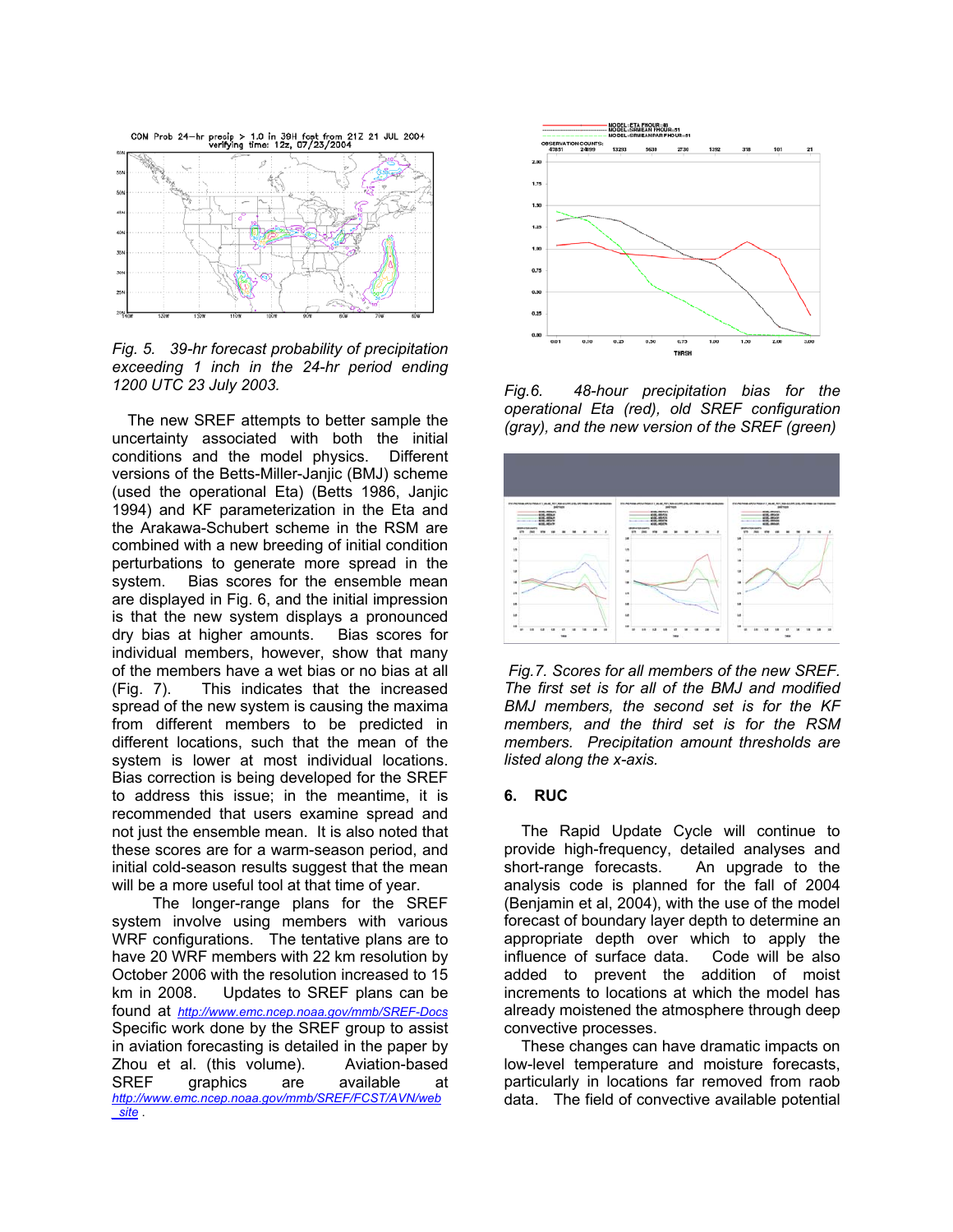*Fig. 5. 39-hr forecast probability of precipitation exceeding 1 inch in the 24-hr period ending 1200 UTC 23 July 2003.*

The new SREF attempts to better sample the uncertainty associated with both the initial conditions and the model physics. Different versions of the Betts-Miller-Janjic (BMJ) scheme (used the operational Eta) (Betts 1986, Janjic 1994) and KF parameterization in the Eta and the Arakawa-Schubert scheme in the RSM are combined with a new breeding of initial condition perturbations to generate more spread in the system. Bias scores for the ensemble mean are displayed in Fig. 6, and the initial impression is that the new system displays a pronounced dry bias at higher amounts. Bias scores for individual members, however, show that many of the members have a wet bias or no bias at all (Fig. 7). This indicates that the increased spread of the new system is causing the maxima from different members to be predicted in different locations, such that the mean of the system is lower at most individual locations. Bias correction is being developed for the SREF to address this issue; in the meantime, it is recommended that users examine spread and not just the ensemble mean. It is also noted that these scores are for a warm-season period, and initial cold-season results suggest that the mean will be a more useful tool at that time of year.

The longer-range plans for the SREF system involve using members with various WRF configurations. The tentative plans are to have 20 WRF members with 22 km resolution by October 2006 with the resolution increased to 15 km in 2008. Updates to SREF plans can be found at http://www.emc.ncep.noaa.gov/mmb/SREF-Docs Specific work done by the SREF group to assist in aviation forecasting is detailed in the paper by Zhou et al. (this volume). Aviation-based SREF graphics are available at http://www.emc.ncep.noaa.gov/mmb/SREF/FCST/AVN/web_site .

*Fig.6. 48-hour precipitation bias for the operational Eta (red), old SREF configuration (gray), and the new version of the SREF (green)*

*Fig.7. Scores for all members of the new SREF. The first set is for all of the BMJ and modified BMJ members, the second set is for the KF members, and the third set is for the RSM members. Precipitation amount thresholds are listed along the x-axis.*

## 6. RUC

The Rapid Update Cycle will continue to provide high-frequency, detailed analyses and short-range forecasts. An upgrade to the analysis code is planned for the fall of 2004 (Benjamin et al, 2004), with the use of the model forecast of boundary layer depth to determine an appropriate depth over which to apply the influence of surface data. Code will be also added to prevent the addition of moist increments to locations at which the model has already moistened the atmosphere through deep convective processes.

These changes can have dramatic impacts on low-level temperature and moisture forecasts, particularly in locations far removed from raob data. The field of convective available potential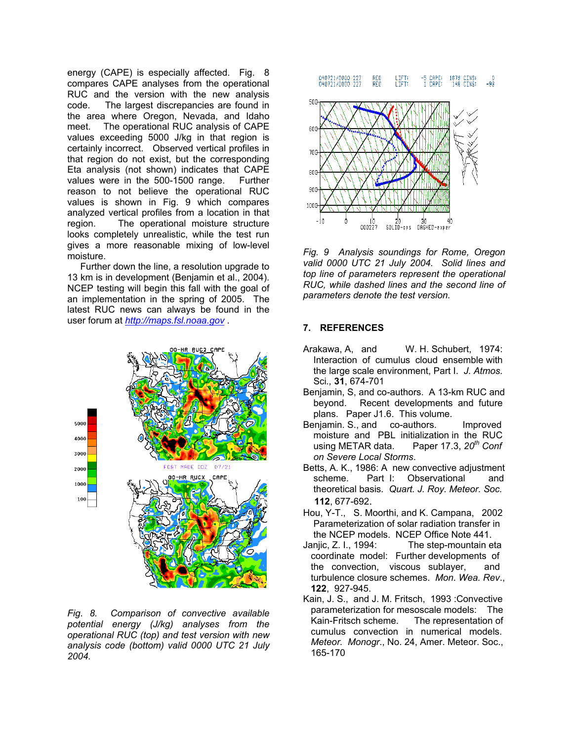energy (CAPE) is especially affected. Fig. 8 compares CAPE analyses from the operational RUC and the version with the new analysis code. The largest discrepancies are found in the area where Oregon, Nevada, and Idaho meet. The operational RUC analysis of CAPE values exceeding 5000 J/kg in that region is certainly incorrect. Observed vertical profiles in that region do not exist, but the corresponding Eta analysis (not shown) indicates that CAPE values were in the 500-1500 range. Further reason to not believe the operational RUC values is shown in Fig. 9 which compares analyzed vertical profiles from a location in that region. The operational moisture structure looks completely unrealistic, while the test run gives a more reasonable mixing of low-level moisture.

Further down the line, a resolution upgrade to 13 km is in development (Benjamin et al., 2004). NCEP testing will begin this fall with the goal of an implementation in the spring of 2005. The latest RUC news can always be found in the user forum at http://maps.fsl.noaa.gov .

*Fig. 8. Comparison of convective available potential energy (J/kg) analyses from the operational RUC (top) and test version with new analysis code (bottom) valid 0000 UTC 21 July 2004.*

*Fig. 9 Analysis soundings for Rome, Oregon valid 0000 UTC 21 July 2004. Solid lines and top line of parameters represent the operational RUC, while dashed lines and the second line of parameters denote the test version.*

## 7. REFERENCES

Arakawa, A, and W. H. Schubert, 1974: Interaction of cumulus cloud ensemble with the large scale environment, Part I. *J. Atmos. Sci.,* **31**, 674-701

Benjamin, S, and co-authors. A 13-km RUC and beyond. Recent developments and future plans. Paper J1.6. This volume.

Benjamin. S., and co-authors. Improved moisture and PBL initialization in the RUC using METAR data. Paper 17.3, *20th Conf on Severe Local Storms*.

Betts, A. K., 1986: A new convective adjustment scheme. Part I: Observational and theoretical basis. *Quart. J. Roy. Meteor. Soc.* **112**, 677-692.

Hou, Y-T., S. Moorthi, and K. Campana, 2002 Parameterization of solar radiation transfer in the NCEP models. NCEP Office Note 441.

Janjic, Z. I., 1994: The step-mountain eta coordinate model: Further developments of the convection, viscous sublayer, and turbulence closure schemes. *Mon. Wea. Rev*., **122**, 927-945.

Kain, J. S., and J. M. Fritsch, 1993 :Convective parameterization for mesoscale models: The Kain-Fritsch scheme. The representation of cumulus convection in numerical models. *Meteor. Monogr*., No. 24, Amer. Meteor. Soc., 165-170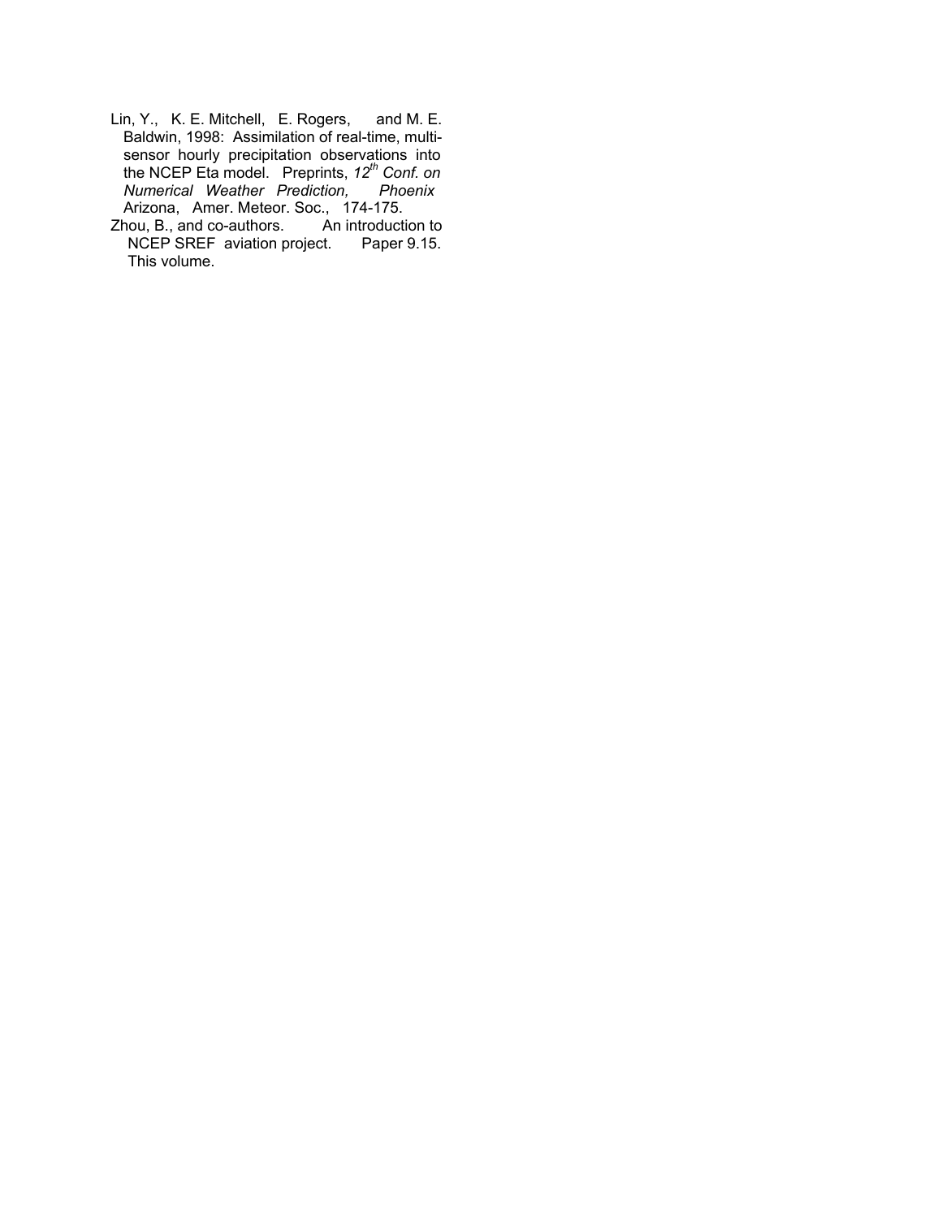Lin, Y., K. E. Mitchell, E. Rogers, and M. E. Baldwin, 1998: Assimilation of real-time, multi-sensor hourly precipitation observations into the NCEP Eta model. Preprints, *12th Conf. on Numerical Weather Prediction,* *Phoenix* Arizona, Amer. Meteor. Soc., 174-175.

Zhou, B., and co-authors. An introduction to NCEP SREF aviation project. Paper 9.15. This volume.